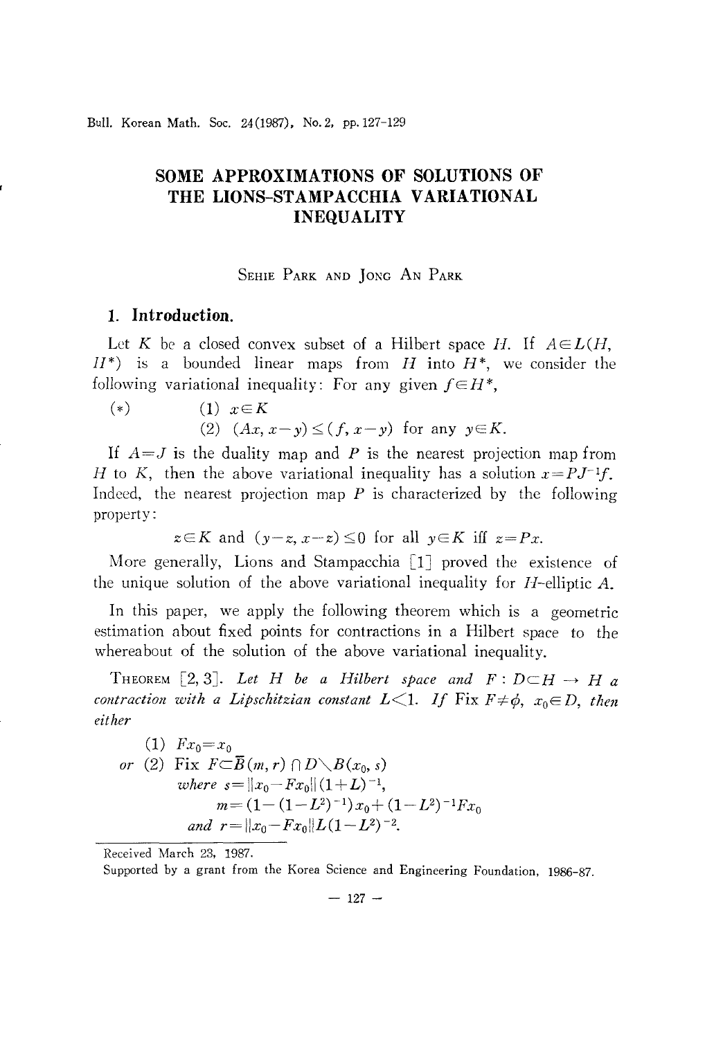# SOME APPROXIMATIONS OF SOLUTIONS OF THE LIONS-STAMPACCHIA VARIATIONAL INEQUALITY

SEHIE PARK AND JONG AN PARK

## 1. Introduction.

Let $K$ be a closed convex subset of a Hilbert space $H$. If $A \in L(H, H^*)$ is a bounded linear maps from $H$ into $H^*$, we consider the following variational inequality: For any given $f \in H^*$,

$(*)$ (1) $x \in K$

(2) $(Ax, x-y) \leq (f, x-y)$ for any $y \in K$.

If $A=J$ is the duality map and $P$ is the nearest projection map from $H$ to $K$, then the above variational inequality has a solution $x=PJ^{-1}f$. Indeed, the nearest projection map $P$ is characterized by the following property:

$$z \in K \text{ and } (y-z, x-z) \leq 0 \text{ for all } y \in K \text{ iff } z=Px.$$

More generally, Lions and Stampacchia [1] proved the existence of the unique solution of the above variational inequality for $H$-elliptic $A$.

In this paper, we apply the following theorem which is a geometric estimation about fixed points for contractions in a Hilbert space to the whereabout of the solution of the above variational inequality.

THEOREM [2, 3]. *Let $H$ be a Hilbert space and $F: D \subset H \to H$ a contraction with a Lipschitzian constant $L<1$. If* Fix $F \neq \phi$, $x_0 \in D$, *then either*

(1) $Fx_0 = x_0$

*or* (2) Fix $F \subset \bar{B}(m, r) \cap D \setminus B(x_0, s)$
*where* $s = \|x_0 - Fx_0\|(1+L)^{-1}$,
$m = (1-(1-L^2)^{-1})x_0 + (1-L^2)^{-1}Fx_0$
*and* $r = \|x_0 - Fx_0\| L (1-L^2)^{-2}$.

Received March 23, 1987.

Supported by a grant from the Korea Science and Engineering Foundation, 1986-87.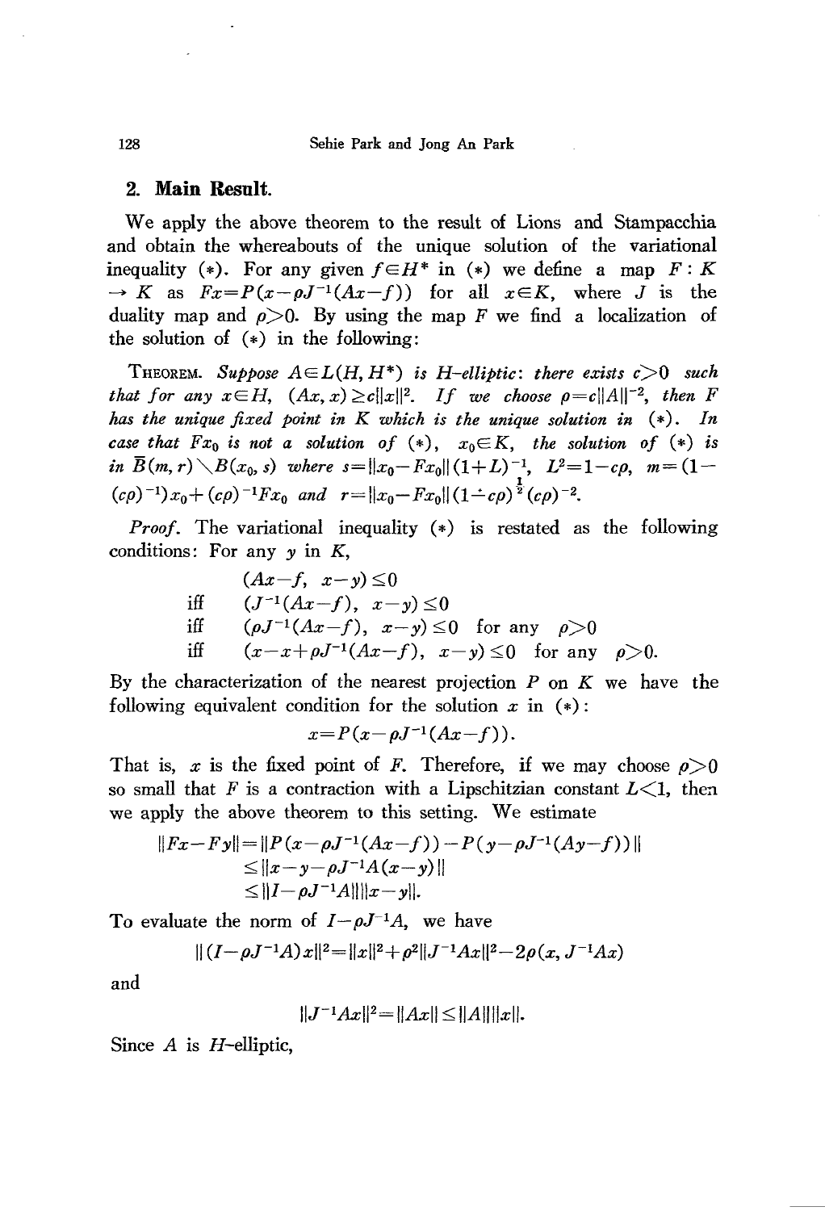## 2. Main Result.

We apply the above theorem to the result of Lions and Stampacchia and obtain the whereabouts of the unique solution of the variational inequality (*). For any given $f \in H^*$ in (*) we define a map $F: K \to K$ as $Fx = P(x - \rho J^{-1}(Ax - f))$ for all $x \in K$, where $J$ is the duality map and $\rho > 0$. By using the map $F$ we find a localization of the solution of (*) in the following:

THEOREM. *Suppose $A \in L(H, H^*)$ is $H$-elliptic: there exists $c > 0$ such that for any $x \in H$, $(Ax, x) \geq c\|x\|^2$. If we choose $\rho = c\|A\|^{-2}$, then $F$ has the unique fixed point in $K$ which is the unique solution in (*). In case that $Fx_0$ is not a solution of (*), $x_0 \in K$, the solution of (*) is in $\bar{B}(m, r) \setminus B(x_0, s)$ where $s = \|x_0 - Fx_0\|(1+L)^{-1}$, $L^2 = 1 - c\rho$, $m = (1 - (c\rho)^{-1})x_0 + (c\rho)^{-1}Fx_0$ and $r = \|x_0 - Fx_0\|(1 - c\rho)^{\frac{1}{2}}(c\rho)^{-2}$.*

*Proof.* The variational inequality (*) is restated as the following conditions: For any $y$ in $K$,

$$
\begin{aligned}
& (Ax - f,\ x - y) \leq 0 \\
\text{iff} \quad & (J^{-1}(Ax - f),\ x - y) \leq 0 \\
\text{iff} \quad & (\rho J^{-1}(Ax - f),\ x - y) \leq 0 \quad \text{for any} \quad \rho > 0 \\
\text{iff} \quad & (x - x + \rho J^{-1}(Ax - f),\ x - y) \leq 0 \quad \text{for any} \quad \rho > 0.
\end{aligned}
$$

By the characterization of the nearest projection $P$ on $K$ we have the following equivalent condition for the solution $x$ in (*):

$$x = P(x - \rho J^{-1}(Ax - f)).$$

That is, $x$ is the fixed point of $F$. Therefore, if we may choose $\rho > 0$ so small that $F$ is a contraction with a Lipschitzian constant $L < 1$, then we apply the above theorem to this setting. We estimate

$$
\begin{aligned}
\|Fx - Fy\| &= \|P(x - \rho J^{-1}(Ax - f)) - P(y - \rho J^{-1}(Ay - f))\| \\
&\leq \|x - y - \rho J^{-1}A(x - y)\| \\
&\leq \|I - \rho J^{-1}A\|\|x - y\|.
\end{aligned}
$$

To evaluate the norm of $I - \rho J^{-1}A$, we have

$$\|(I - \rho J^{-1}A)x\|^2 = \|x\|^2 + \rho^2\|J^{-1}Ax\|^2 - 2\rho(x, J^{-1}Ax)$$

and

$$\|J^{-1}Ax\|^2 = \|Ax\| \leq \|A\|\|x\|.$$

Since $A$ is $H$-elliptic,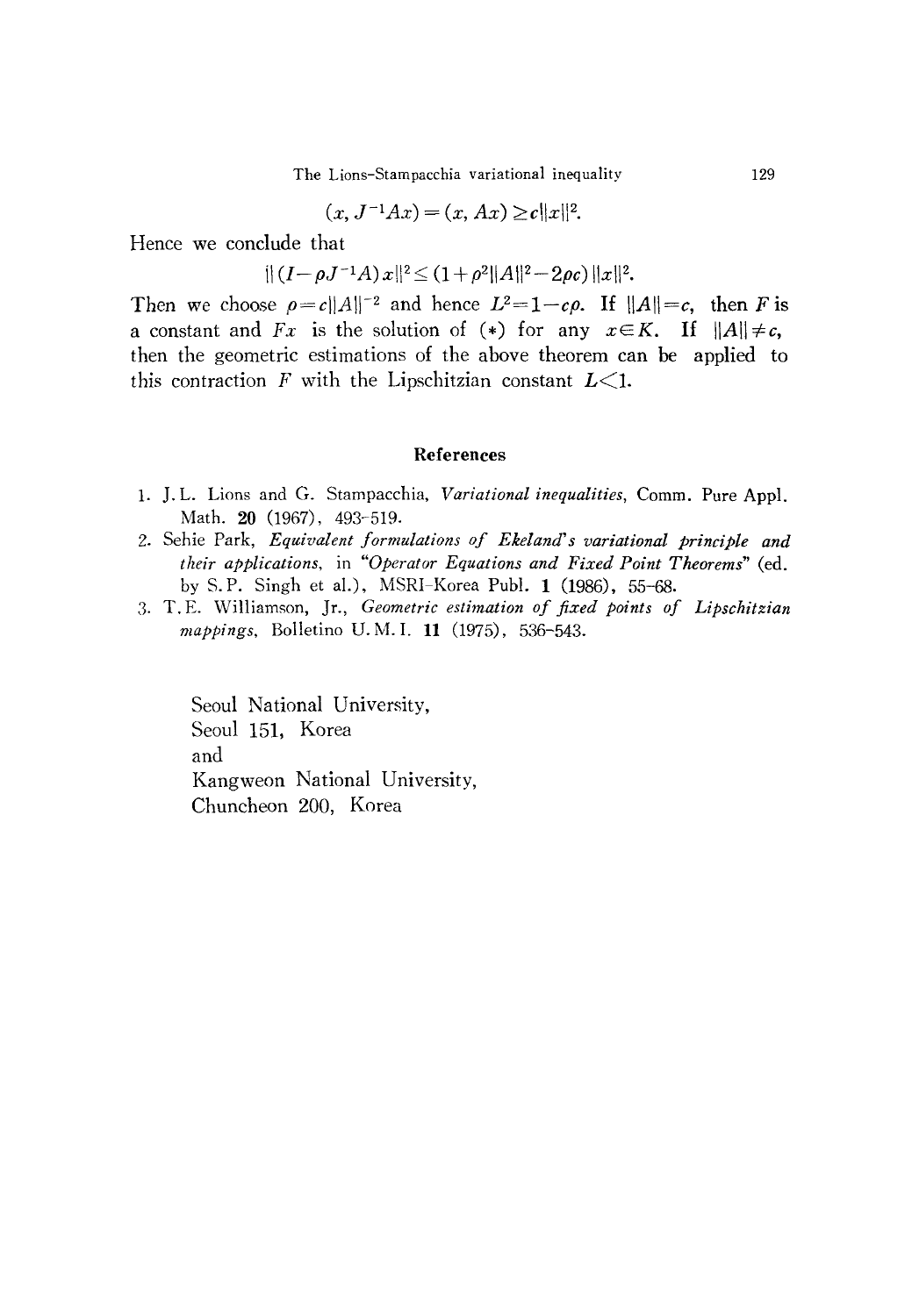$$(x, J^{-1}Ax) = (x, Ax) \geq c\|x\|^2.$$

Hence we conclude that

$$\|(I - \rho J^{-1}A)x\|^2 \leq (1 + \rho^2\|A\|^2 - 2\rho c)\|x\|^2.$$

Then we choose $\rho = c\|A\|^{-2}$ and hence $L^2 = 1 - c\rho$. If $\|A\| = c$, then $F$ is a constant and $Fx$ is the solution of $(*)$ for any $x \in K$. If $\|A\| \neq c$, then the geometric estimations of the above theorem can be applied to this contraction $F$ with the Lipschitzian constant $L < 1$.

## References

1. J. L. Lions and G. Stampacchia, *Variational inequalities*, Comm. Pure Appl. Math. **20** (1967), 493–519.
2. Sehie Park, *Equivalent formulations of Ekeland's variational principle and their applications*, in *"Operator Equations and Fixed Point Theorems"* (ed. by S. P. Singh et al.), MSRI-Korea Publ. **1** (1986), 55–68.
3. T. E. Williamson, Jr., *Geometric estimation of fixed points of Lipschitzian mappings*, Bolletino U. M. I. **11** (1975), 536–543.

Seoul National University,
Seoul 151, Korea
and
Kangweon National University,
Chuncheon 200, Korea